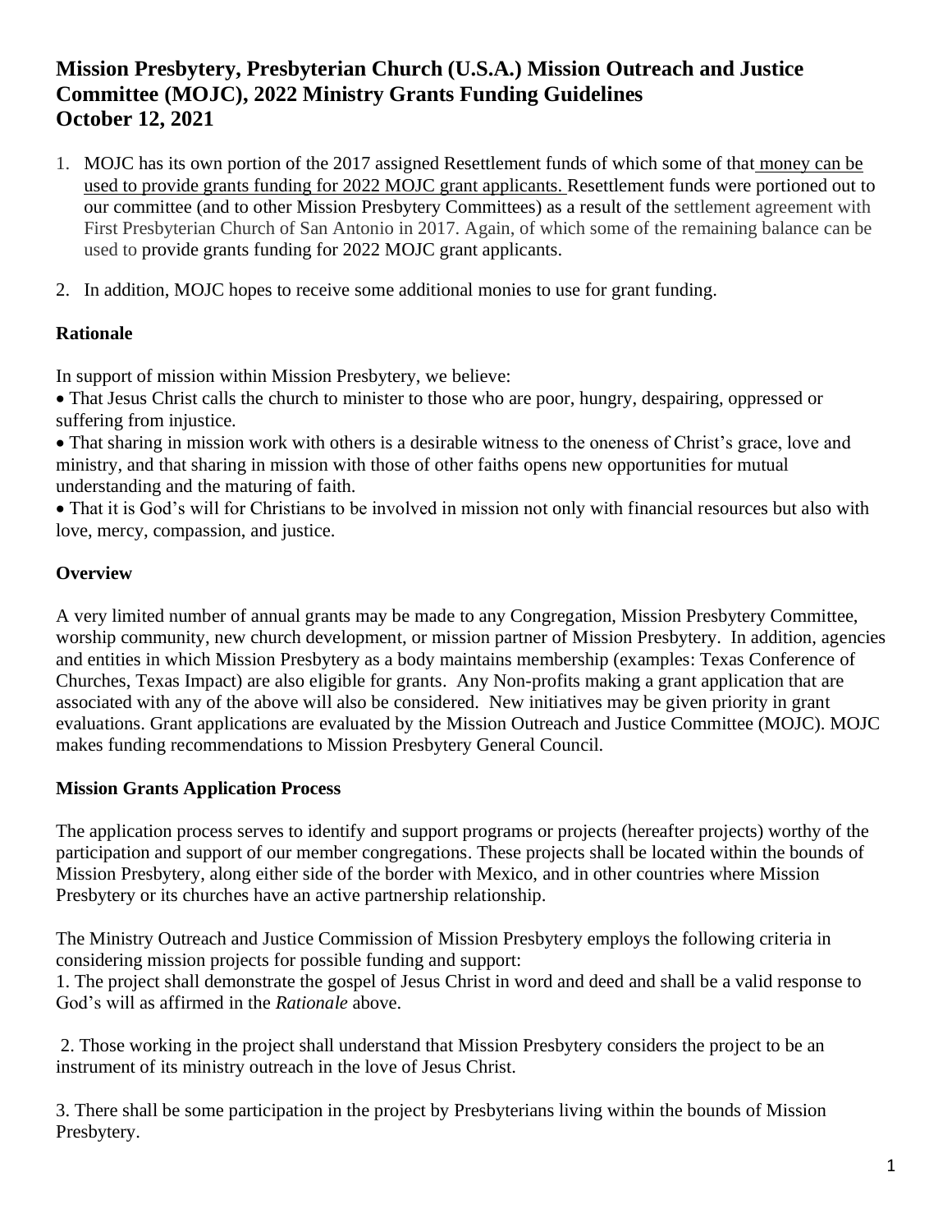# Mission Presbytery, Presbyterian Church (U.S.A.) Mission Outreach and Justice Committee (MOJC), 2022 Ministry Grants Funding Guidelines October 12, 2021

1. MOJC has its own portion of the 2017 assigned Resettlement funds of which some of that money can be used to provide grants funding for 2022 MOJC grant applicants. Resettlement funds were portioned out to our committee (and to other Mission Presbytery Committees) as a result of the settlement agreement with First Presbyterian Church of San Antonio in 2017. Again, of which some of the remaining balance can be used to provide grants funding for 2022 MOJC grant applicants.

2. In addition, MOJC hopes to receive some additional monies to use for grant funding.

## Rationale

In support of mission within Mission Presbytery, we believe:

- That Jesus Christ calls the church to minister to those who are poor, hungry, despairing, oppressed or suffering from injustice.
- That sharing in mission work with others is a desirable witness to the oneness of Christ's grace, love and ministry, and that sharing in mission with those of other faiths opens new opportunities for mutual understanding and the maturing of faith.
- That it is God's will for Christians to be involved in mission not only with financial resources but also with love, mercy, compassion, and justice.

## Overview

A very limited number of annual grants may be made to any Congregation, Mission Presbytery Committee, worship community, new church development, or mission partner of Mission Presbytery. In addition, agencies and entities in which Mission Presbytery as a body maintains membership (examples: Texas Conference of Churches, Texas Impact) are also eligible for grants. Any Non-profits making a grant application that are associated with any of the above will also be considered. New initiatives may be given priority in grant evaluations. Grant applications are evaluated by the Mission Outreach and Justice Committee (MOJC). MOJC makes funding recommendations to Mission Presbytery General Council.

## Mission Grants Application Process

The application process serves to identify and support programs or projects (hereafter projects) worthy of the participation and support of our member congregations. These projects shall be located within the bounds of Mission Presbytery, along either side of the border with Mexico, and in other countries where Mission Presbytery or its churches have an active partnership relationship.

The Ministry Outreach and Justice Commission of Mission Presbytery employs the following criteria in considering mission projects for possible funding and support:

1. The project shall demonstrate the gospel of Jesus Christ in word and deed and shall be a valid response to God's will as affirmed in the *Rationale* above.

2. Those working in the project shall understand that Mission Presbytery considers the project to be an instrument of its ministry outreach in the love of Jesus Christ.

3. There shall be some participation in the project by Presbyterians living within the bounds of Mission Presbytery.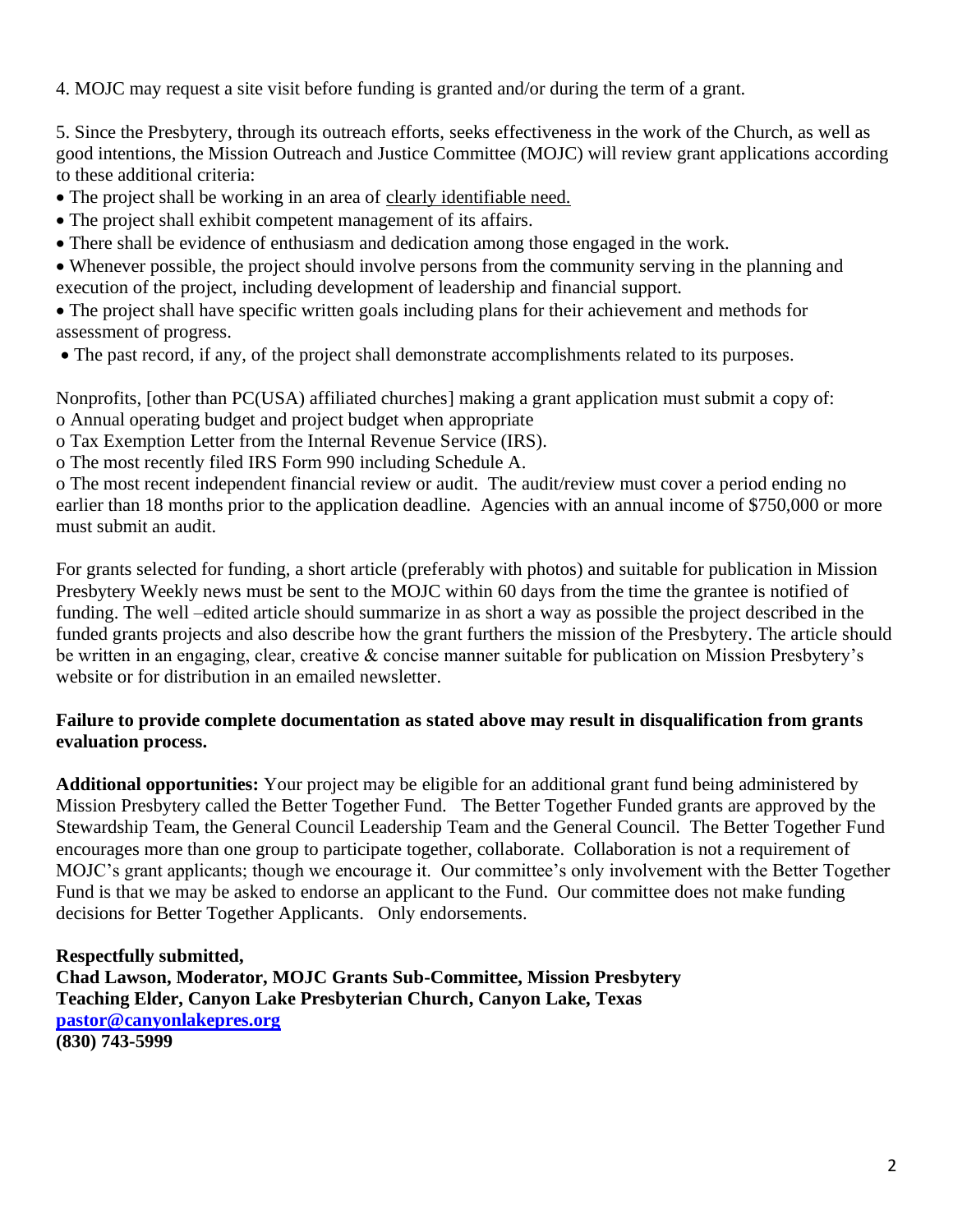4. MOJC may request a site visit before funding is granted and/or during the term of a grant.

5. Since the Presbytery, through its outreach efforts, seeks effectiveness in the work of the Church, as well as good intentions, the Mission Outreach and Justice Committee (MOJC) will review grant applications according to these additional criteria:

- The project shall be working in an area of clearly identifiable need.
- The project shall exhibit competent management of its affairs.
- There shall be evidence of enthusiasm and dedication among those engaged in the work.
- Whenever possible, the project should involve persons from the community serving in the planning and execution of the project, including development of leadership and financial support.
- The project shall have specific written goals including plans for their achievement and methods for assessment of progress.
- The past record, if any, of the project shall demonstrate accomplishments related to its purposes.

Nonprofits, [other than PC(USA) affiliated churches] making a grant application must submit a copy of:

- Annual operating budget and project budget when appropriate
- Tax Exemption Letter from the Internal Revenue Service (IRS).
- The most recently filed IRS Form 990 including Schedule A.
- The most recent independent financial review or audit. The audit/review must cover a period ending no earlier than 18 months prior to the application deadline. Agencies with an annual income of $750,000 or more must submit an audit.

For grants selected for funding, a short article (preferably with photos) and suitable for publication in Mission Presbytery Weekly news must be sent to the MOJC within 60 days from the time the grantee is notified of funding. The well –edited article should summarize in as short a way as possible the project described in the funded grants projects and also describe how the grant furthers the mission of the Presbytery. The article should be written in an engaging, clear, creative & concise manner suitable for publication on Mission Presbytery's website or for distribution in an emailed newsletter.

**Failure to provide complete documentation as stated above may result in disqualification from grants evaluation process.**

**Additional opportunities:** Your project may be eligible for an additional grant fund being administered by Mission Presbytery called the Better Together Fund. The Better Together Funded grants are approved by the Stewardship Team, the General Council Leadership Team and the General Council. The Better Together Fund encourages more than one group to participate together, collaborate. Collaboration is not a requirement of MOJC's grant applicants; though we encourage it. Our committee's only involvement with the Better Together Fund is that we may be asked to endorse an applicant to the Fund. Our committee does not make funding decisions for Better Together Applicants. Only endorsements.

**Respectfully submitted,**
**Chad Lawson, Moderator, MOJC Grants Sub-Committee, Mission Presbytery**
**Teaching Elder, Canyon Lake Presbyterian Church, Canyon Lake, Texas**
**pastor@canyonlakepres.org**
**(830) 743-5999**